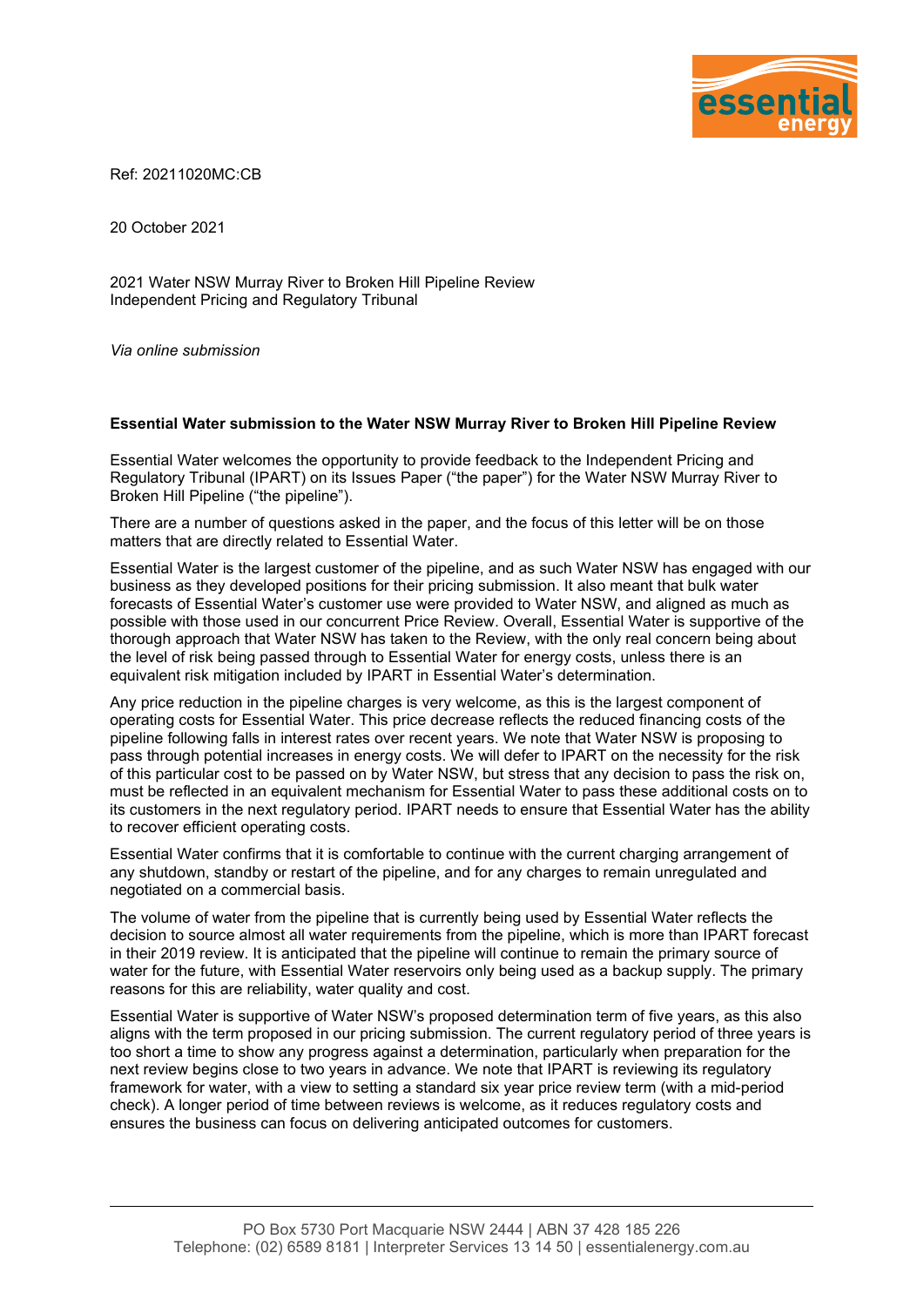Ref: 20211020MC:CB

20 October 2021

2021 Water NSW Murray River to Broken Hill Pipeline Review
Independent Pricing and Regulatory Tribunal

*Via online submission*

**Essential Water submission to the Water NSW Murray River to Broken Hill Pipeline Review**

Essential Water welcomes the opportunity to provide feedback to the Independent Pricing and Regulatory Tribunal (IPART) on its Issues Paper ("the paper") for the Water NSW Murray River to Broken Hill Pipeline ("the pipeline").

There are a number of questions asked in the paper, and the focus of this letter will be on those matters that are directly related to Essential Water.

Essential Water is the largest customer of the pipeline, and as such Water NSW has engaged with our business as they developed positions for their pricing submission. It also meant that bulk water forecasts of Essential Water's customer use were provided to Water NSW, and aligned as much as possible with those used in our concurrent Price Review. Overall, Essential Water is supportive of the thorough approach that Water NSW has taken to the Review, with the only real concern being about the level of risk being passed through to Essential Water for energy costs, unless there is an equivalent risk mitigation included by IPART in Essential Water's determination.

Any price reduction in the pipeline charges is very welcome, as this is the largest component of operating costs for Essential Water. This price decrease reflects the reduced financing costs of the pipeline following falls in interest rates over recent years. We note that Water NSW is proposing to pass through potential increases in energy costs. We will defer to IPART on the necessity for the risk of this particular cost to be passed on by Water NSW, but stress that any decision to pass the risk on, must be reflected in an equivalent mechanism for Essential Water to pass these additional costs on to its customers in the next regulatory period. IPART needs to ensure that Essential Water has the ability to recover efficient operating costs.

Essential Water confirms that it is comfortable to continue with the current charging arrangement of any shutdown, standby or restart of the pipeline, and for any charges to remain unregulated and negotiated on a commercial basis.

The volume of water from the pipeline that is currently being used by Essential Water reflects the decision to source almost all water requirements from the pipeline, which is more than IPART forecast in their 2019 review. It is anticipated that the pipeline will continue to remain the primary source of water for the future, with Essential Water reservoirs only being used as a backup supply. The primary reasons for this are reliability, water quality and cost.

Essential Water is supportive of Water NSW's proposed determination term of five years, as this also aligns with the term proposed in our pricing submission. The current regulatory period of three years is too short a time to show any progress against a determination, particularly when preparation for the next review begins close to two years in advance. We note that IPART is reviewing its regulatory framework for water, with a view to setting a standard six year price review term (with a mid-period check). A longer period of time between reviews is welcome, as it reduces regulatory costs and ensures the business can focus on delivering anticipated outcomes for customers.

PO Box 5730 Port Macquarie NSW 2444 | ABN 37 428 185 226
Telephone: (02) 6589 8181 | Interpreter Services 13 14 50 | essentialenergy.com.au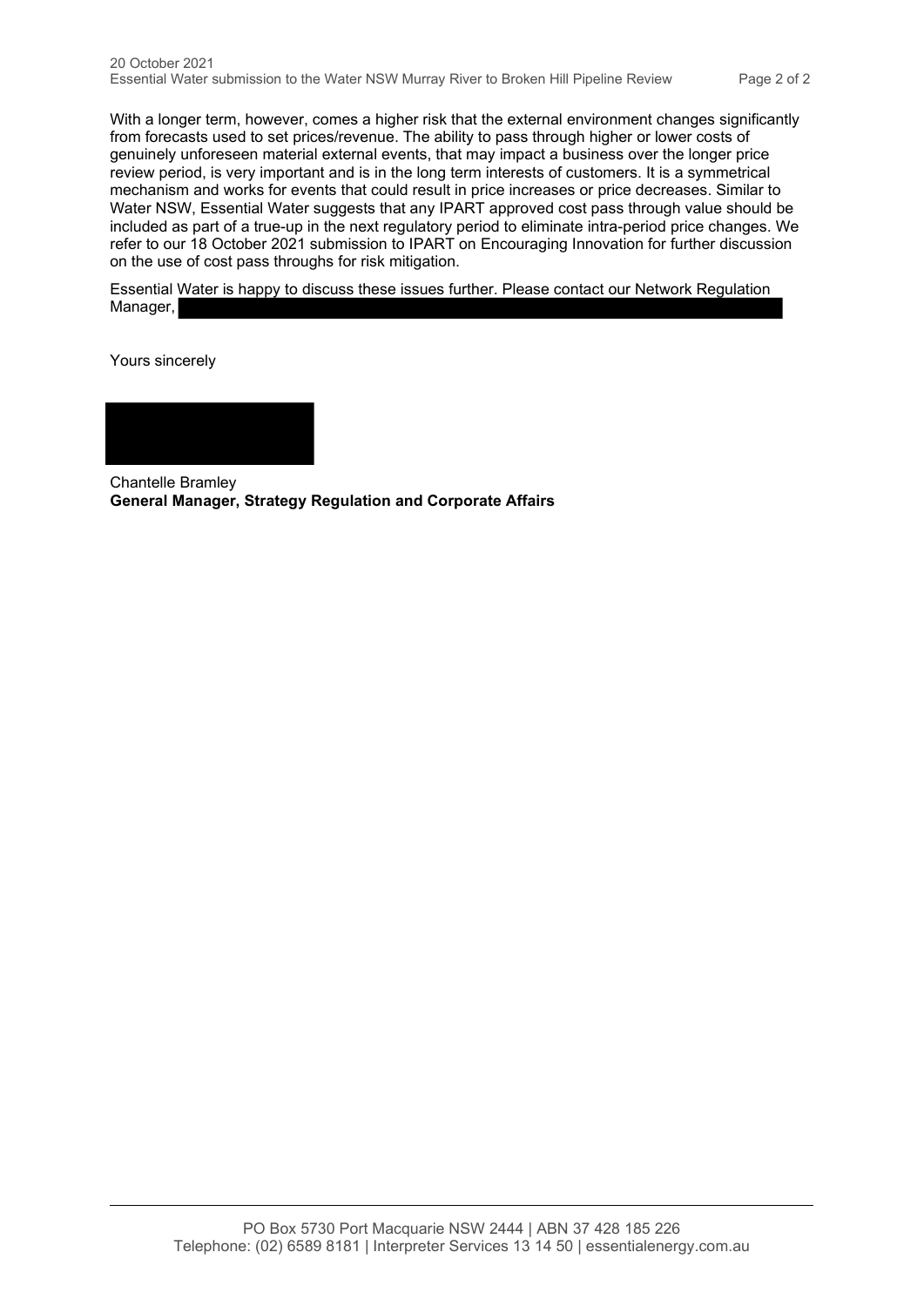With a longer term, however, comes a higher risk that the external environment changes significantly from forecasts used to set prices/revenue. The ability to pass through higher or lower costs of genuinely unforeseen material external events, that may impact a business over the longer price review period, is very important and is in the long term interests of customers. It is a symmetrical mechanism and works for events that could result in price increases or price decreases. Similar to Water NSW, Essential Water suggests that any IPART approved cost pass through value should be included as part of a true-up in the next regulatory period to eliminate intra-period price changes. We refer to our 18 October 2021 submission to IPART on Encouraging Innovation for further discussion on the use of cost pass throughs for risk mitigation.

Essential Water is happy to discuss these issues further. Please contact our Network Regulation Manager,

Yours sincerely

Chantelle Bramley
**General Manager, Strategy Regulation and Corporate Affairs**